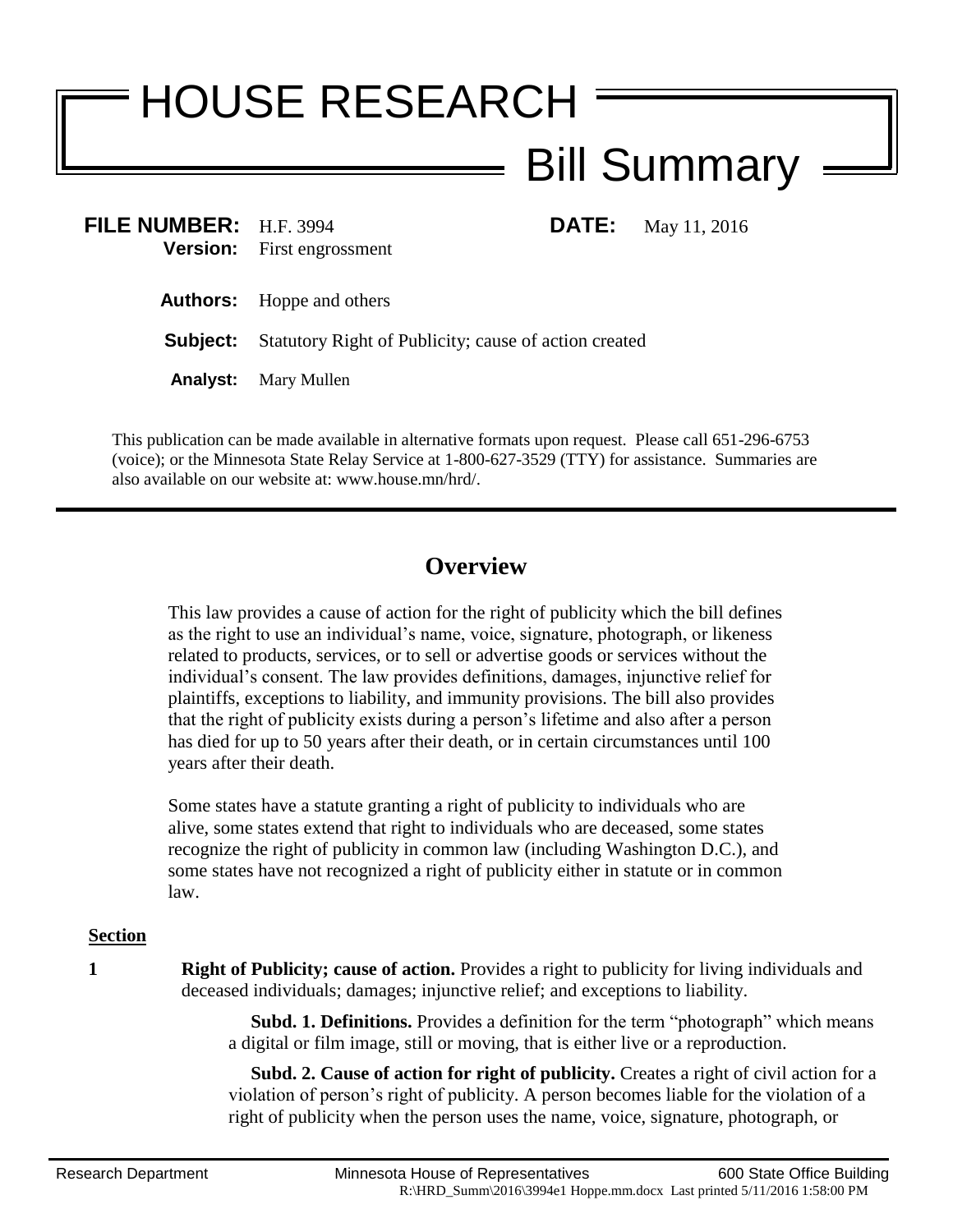# HOUSE RESEARCH

# Bill Summary

**FILE NUMBER:** H.F. 3994 **DATE:** May 11, 2016

**Version:** First engrossment

**Authors:** Hoppe and others

**Subject:** Statutory Right of Publicity; cause of action created

**Analyst:** Mary Mullen

This publication can be made available in alternative formats upon request. Please call 651-296-6753 (voice); or the Minnesota State Relay Service at 1-800-627-3529 (TTY) for assistance. Summaries are also available on our website at: www.house.mn/hrd/.

---

## Overview

This law provides a cause of action for the right of publicity which the bill defines as the right to use an individual's name, voice, signature, photograph, or likeness related to products, services, or to sell or advertise goods or services without the individual's consent. The law provides definitions, damages, injunctive relief for plaintiffs, exceptions to liability, and immunity provisions. The bill also provides that the right of publicity exists during a person's lifetime and also after a person has died for up to 50 years after their death, or in certain circumstances until 100 years after their death.

Some states have a statute granting a right of publicity to individuals who are alive, some states extend that right to individuals who are deceased, some states recognize the right of publicity in common law (including Washington D.C.), and some states have not recognized a right of publicity either in statute or in common law.

**Section**

**1** **Right of Publicity; cause of action.** Provides a right to publicity for living individuals and deceased individuals; damages; injunctive relief; and exceptions to liability.

**Subd. 1. Definitions.** Provides a definition for the term "photograph" which means a digital or film image, still or moving, that is either live or a reproduction.

**Subd. 2. Cause of action for right of publicity.** Creates a right of civil action for a violation of person's right of publicity. A person becomes liable for the violation of a right of publicity when the person uses the name, voice, signature, photograph, or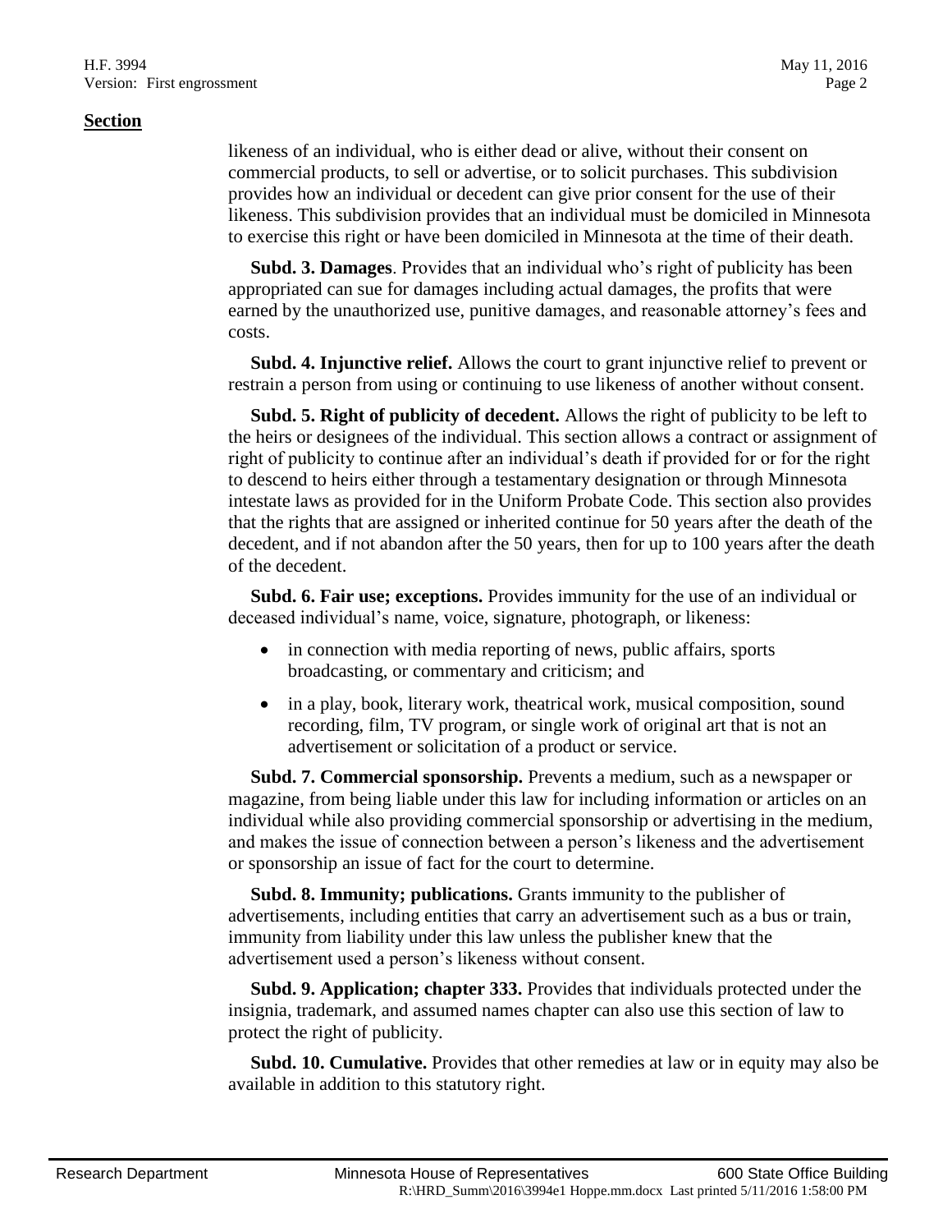**Section**

likeness of an individual, who is either dead or alive, without their consent on commercial products, to sell or advertise, or to solicit purchases. This subdivision provides how an individual or decedent can give prior consent for the use of their likeness. This subdivision provides that an individual must be domiciled in Minnesota to exercise this right or have been domiciled in Minnesota at the time of their death.

**Subd. 3. Damages**. Provides that an individual who's right of publicity has been appropriated can sue for damages including actual damages, the profits that were earned by the unauthorized use, punitive damages, and reasonable attorney's fees and costs.

**Subd. 4. Injunctive relief.** Allows the court to grant injunctive relief to prevent or restrain a person from using or continuing to use likeness of another without consent.

**Subd. 5. Right of publicity of decedent.** Allows the right of publicity to be left to the heirs or designees of the individual. This section allows a contract or assignment of right of publicity to continue after an individual's death if provided for or for the right to descend to heirs either through a testamentary designation or through Minnesota intestate laws as provided for in the Uniform Probate Code. This section also provides that the rights that are assigned or inherited continue for 50 years after the death of the decedent, and if not abandon after the 50 years, then for up to 100 years after the death of the decedent.

**Subd. 6. Fair use; exceptions.** Provides immunity for the use of an individual or deceased individual's name, voice, signature, photograph, or likeness:

- in connection with media reporting of news, public affairs, sports broadcasting, or commentary and criticism; and
- in a play, book, literary work, theatrical work, musical composition, sound recording, film, TV program, or single work of original art that is not an advertisement or solicitation of a product or service.

**Subd. 7. Commercial sponsorship.** Prevents a medium, such as a newspaper or magazine, from being liable under this law for including information or articles on an individual while also providing commercial sponsorship or advertising in the medium, and makes the issue of connection between a person's likeness and the advertisement or sponsorship an issue of fact for the court to determine.

**Subd. 8. Immunity; publications.** Grants immunity to the publisher of advertisements, including entities that carry an advertisement such as a bus or train, immunity from liability under this law unless the publisher knew that the advertisement used a person's likeness without consent.

**Subd. 9. Application; chapter 333.** Provides that individuals protected under the insignia, trademark, and assumed names chapter can also use this section of law to protect the right of publicity.

**Subd. 10. Cumulative.** Provides that other remedies at law or in equity may also be available in addition to this statutory right.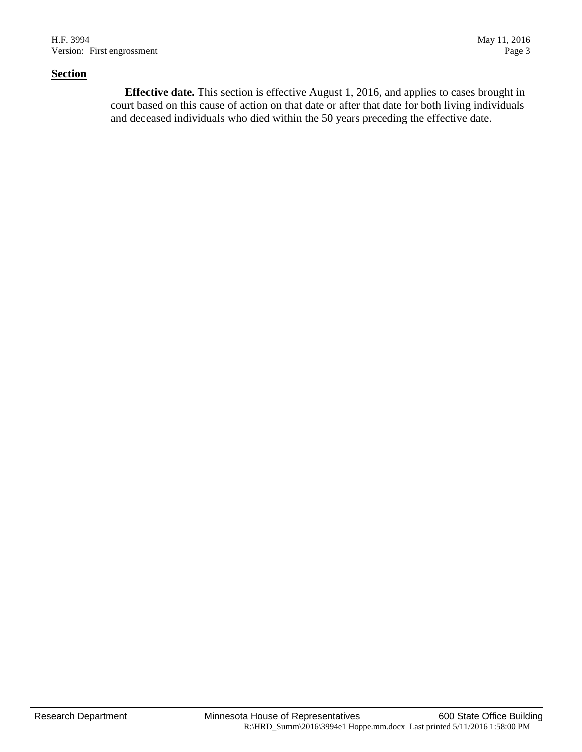**Section**

**Effective date.** This section is effective August 1, 2016, and applies to cases brought in court based on this cause of action on that date or after that date for both living individuals and deceased individuals who died within the 50 years preceding the effective date.